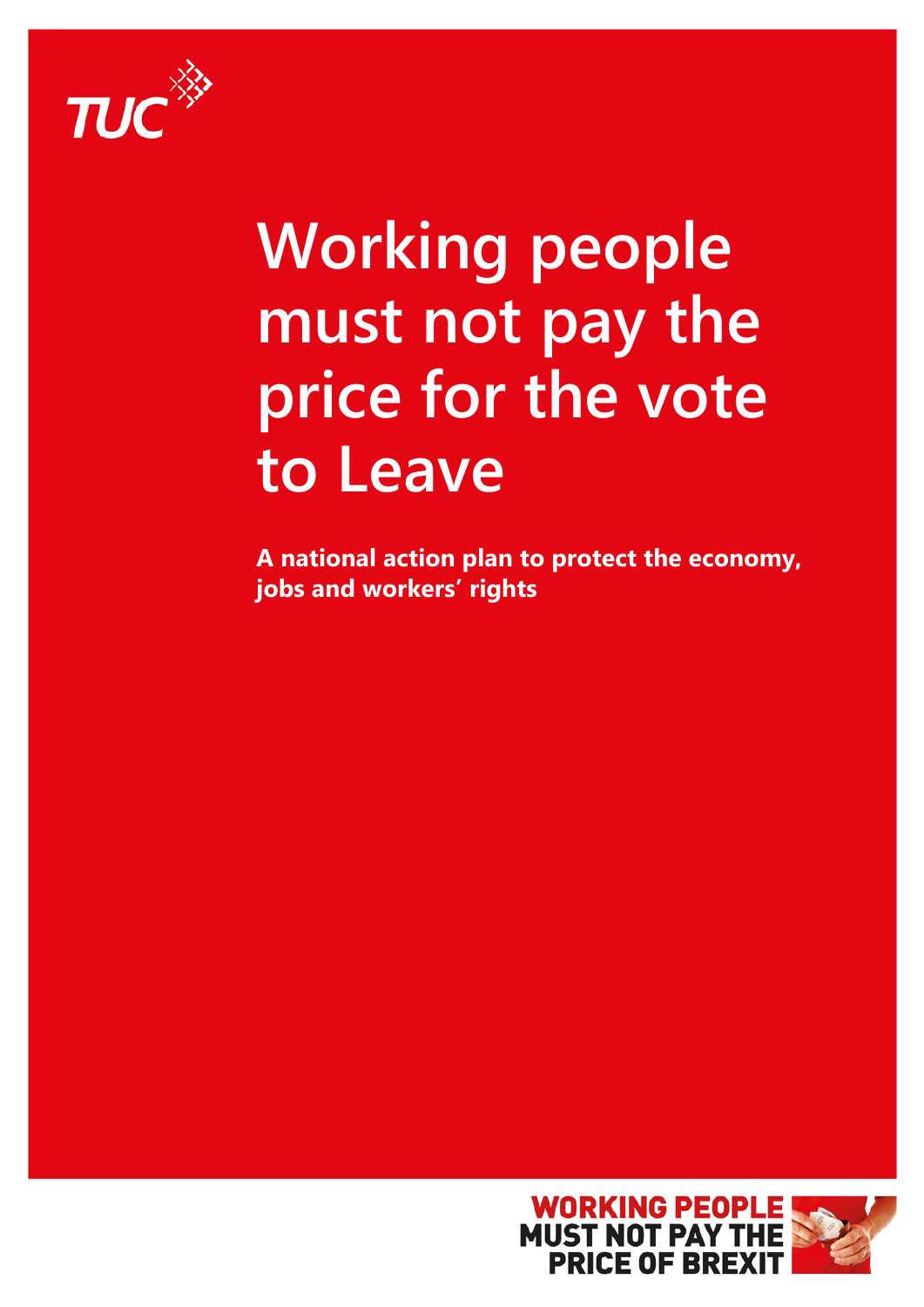TUC

# Working people must not pay the price for the vote to Leave

**A national action plan to protect the economy, jobs and workers' rights**

WORKING PEOPLE MUST NOT PAY THE PRICE OF BREXIT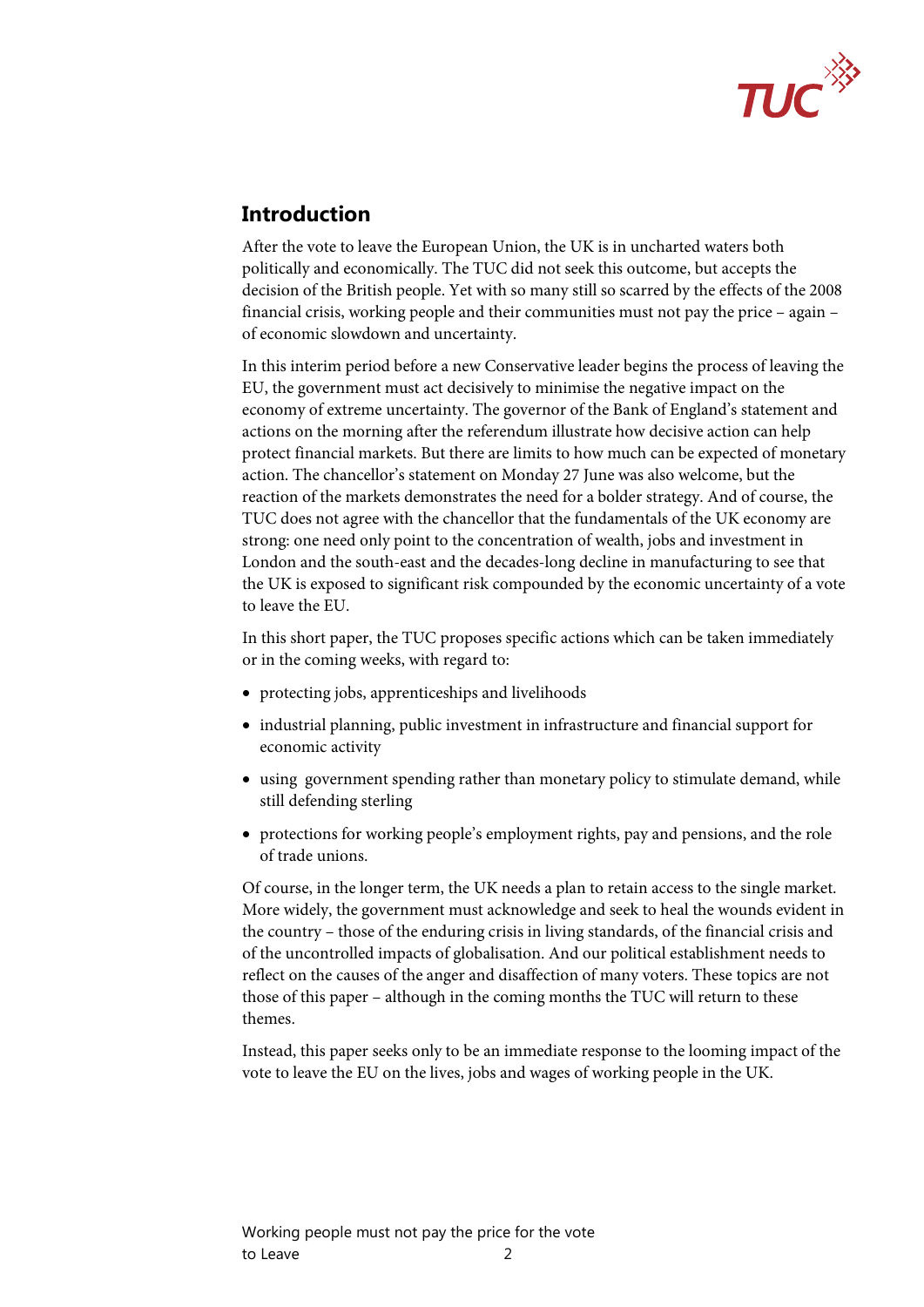## Introduction

After the vote to leave the European Union, the UK is in uncharted waters both politically and economically. The TUC did not seek this outcome, but accepts the decision of the British people. Yet with so many still so scarred by the effects of the 2008 financial crisis, working people and their communities must not pay the price – again – of economic slowdown and uncertainty.

In this interim period before a new Conservative leader begins the process of leaving the EU, the government must act decisively to minimise the negative impact on the economy of extreme uncertainty. The governor of the Bank of England's statement and actions on the morning after the referendum illustrate how decisive action can help protect financial markets. But there are limits to how much can be expected of monetary action. The chancellor's statement on Monday 27 June was also welcome, but the reaction of the markets demonstrates the need for a bolder strategy. And of course, the TUC does not agree with the chancellor that the fundamentals of the UK economy are strong: one need only point to the concentration of wealth, jobs and investment in London and the south-east and the decades-long decline in manufacturing to see that the UK is exposed to significant risk compounded by the economic uncertainty of a vote to leave the EU.

In this short paper, the TUC proposes specific actions which can be taken immediately or in the coming weeks, with regard to:

- protecting jobs, apprenticeships and livelihoods
- industrial planning, public investment in infrastructure and financial support for economic activity
- using government spending rather than monetary policy to stimulate demand, while still defending sterling
- protections for working people's employment rights, pay and pensions, and the role of trade unions.

Of course, in the longer term, the UK needs a plan to retain access to the single market. More widely, the government must acknowledge and seek to heal the wounds evident in the country – those of the enduring crisis in living standards, of the financial crisis and of the uncontrolled impacts of globalisation. And our political establishment needs to reflect on the causes of the anger and disaffection of many voters. These topics are not those of this paper – although in the coming months the TUC will return to these themes.

Instead, this paper seeks only to be an immediate response to the looming impact of the vote to leave the EU on the lives, jobs and wages of working people in the UK.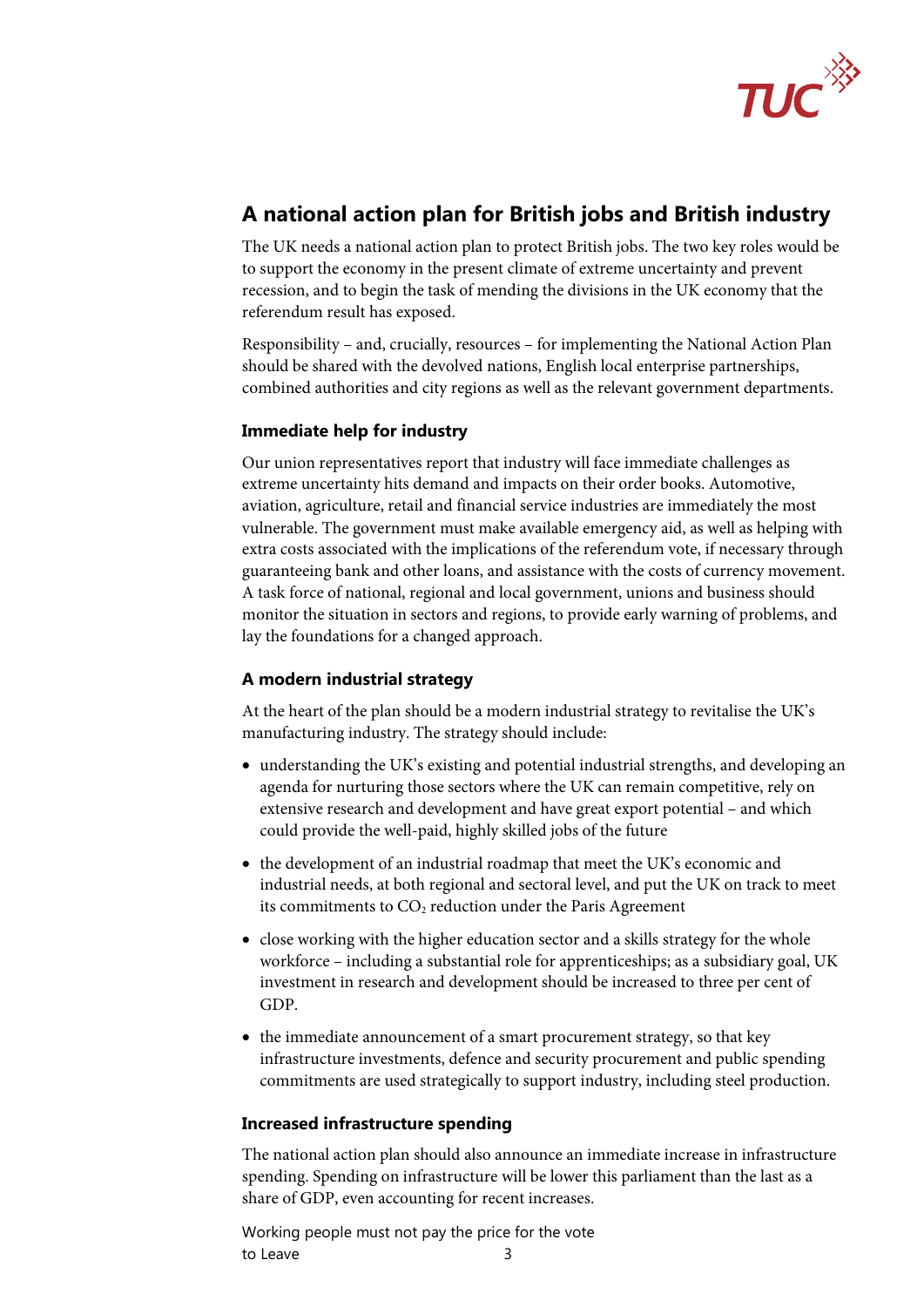## A national action plan for British jobs and British industry

The UK needs a national action plan to protect British jobs. The two key roles would be to support the economy in the present climate of extreme uncertainty and prevent recession, and to begin the task of mending the divisions in the UK economy that the referendum result has exposed.

Responsibility – and, crucially, resources – for implementing the National Action Plan should be shared with the devolved nations, English local enterprise partnerships, combined authorities and city regions as well as the relevant government departments.

### Immediate help for industry

Our union representatives report that industry will face immediate challenges as extreme uncertainty hits demand and impacts on their order books. Automotive, aviation, agriculture, retail and financial service industries are immediately the most vulnerable. The government must make available emergency aid, as well as helping with extra costs associated with the implications of the referendum vote, if necessary through guaranteeing bank and other loans, and assistance with the costs of currency movement. A task force of national, regional and local government, unions and business should monitor the situation in sectors and regions, to provide early warning of problems, and lay the foundations for a changed approach.

### A modern industrial strategy

At the heart of the plan should be a modern industrial strategy to revitalise the UK's manufacturing industry. The strategy should include:

- understanding the UK's existing and potential industrial strengths, and developing an agenda for nurturing those sectors where the UK can remain competitive, rely on extensive research and development and have great export potential – and which could provide the well-paid, highly skilled jobs of the future
- the development of an industrial roadmap that meet the UK's economic and industrial needs, at both regional and sectoral level, and put the UK on track to meet its commitments to $CO_2$ reduction under the Paris Agreement
- close working with the higher education sector and a skills strategy for the whole workforce – including a substantial role for apprenticeships; as a subsidiary goal, UK investment in research and development should be increased to three per cent of GDP.
- the immediate announcement of a smart procurement strategy, so that key infrastructure investments, defence and security procurement and public spending commitments are used strategically to support industry, including steel production.

### Increased infrastructure spending

The national action plan should also announce an immediate increase in infrastructure spending. Spending on infrastructure will be lower this parliament than the last as a share of GDP, even accounting for recent increases.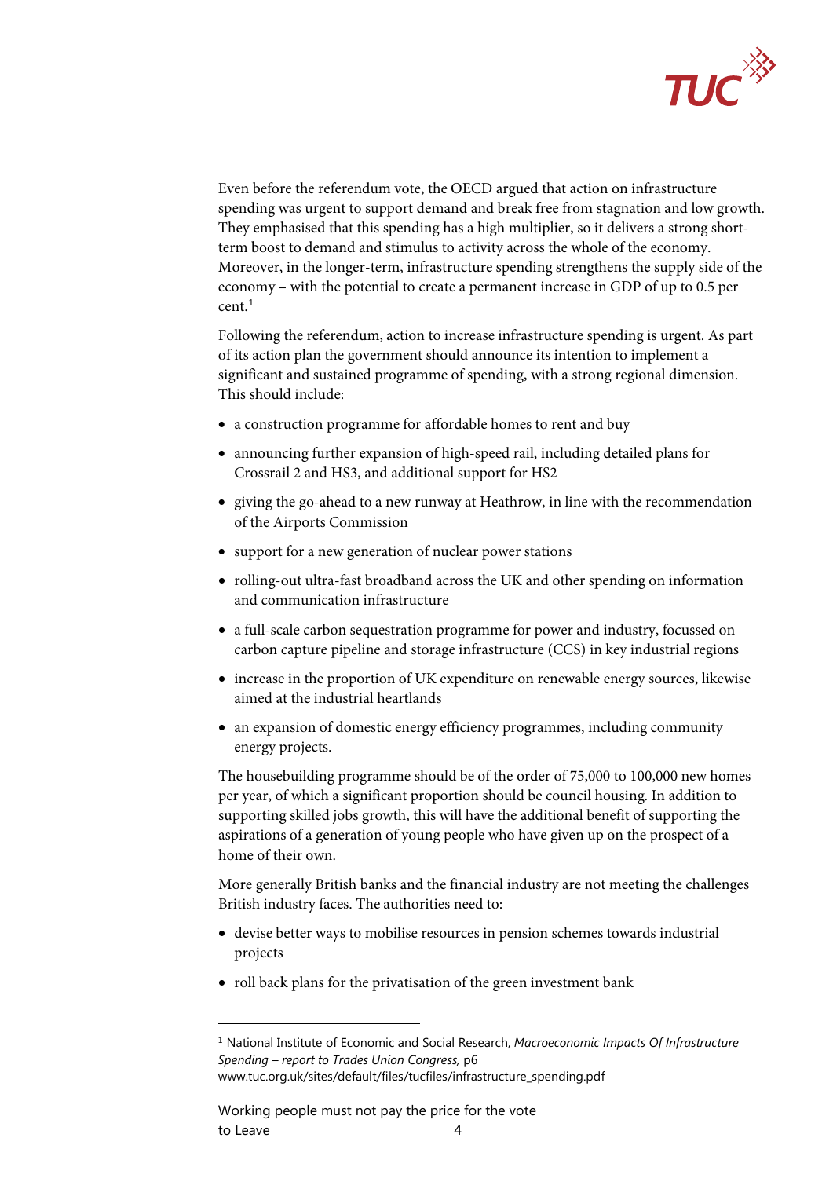Even before the referendum vote, the OECD argued that action on infrastructure spending was urgent to support demand and break free from stagnation and low growth. They emphasised that this spending has a high multiplier, so it delivers a strong short-term boost to demand and stimulus to activity across the whole of the economy. Moreover, in the longer-term, infrastructure spending strengthens the supply side of the economy – with the potential to create a permanent increase in GDP of up to 0.5 per cent.[1]

Following the referendum, action to increase infrastructure spending is urgent. As part of its action plan the government should announce its intention to implement a significant and sustained programme of spending, with a strong regional dimension. This should include:

- a construction programme for affordable homes to rent and buy
- announcing further expansion of high-speed rail, including detailed plans for Crossrail 2 and HS3, and additional support for HS2
- giving the go-ahead to a new runway at Heathrow, in line with the recommendation of the Airports Commission
- support for a new generation of nuclear power stations
- rolling-out ultra-fast broadband across the UK and other spending on information and communication infrastructure
- a full-scale carbon sequestration programme for power and industry, focussed on carbon capture pipeline and storage infrastructure (CCS) in key industrial regions
- increase in the proportion of UK expenditure on renewable energy sources, likewise aimed at the industrial heartlands
- an expansion of domestic energy efficiency programmes, including community energy projects.

The housebuilding programme should be of the order of 75,000 to 100,000 new homes per year, of which a significant proportion should be council housing. In addition to supporting skilled jobs growth, this will have the additional benefit of supporting the aspirations of a generation of young people who have given up on the prospect of a home of their own.

More generally British banks and the financial industry are not meeting the challenges British industry faces. The authorities need to:

- devise better ways to mobilise resources in pension schemes towards industrial projects
- roll back plans for the privatisation of the green investment bank

---

[1] National Institute of Economic and Social Research, *Macroeconomic Impacts Of Infrastructure Spending – report to Trades Union Congress,* p6 www.tuc.org.uk/sites/default/files/tucfiles/infrastructure_spending.pdf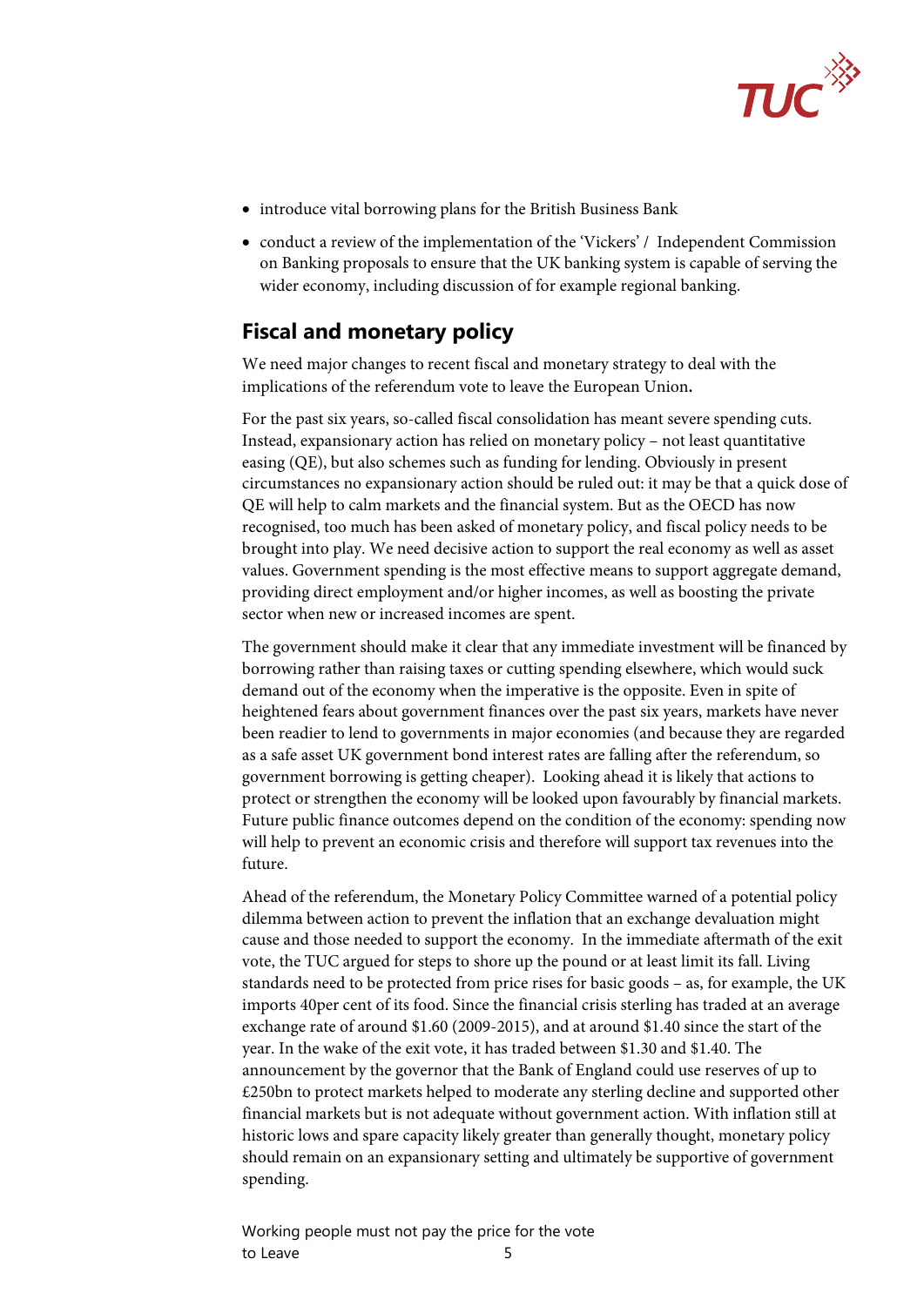- introduce vital borrowing plans for the British Business Bank
- conduct a review of the implementation of the 'Vickers' / Independent Commission on Banking proposals to ensure that the UK banking system is capable of serving the wider economy, including discussion of for example regional banking.

## Fiscal and monetary policy

We need major changes to recent fiscal and monetary strategy to deal with the implications of the referendum vote to leave the European Union**.**

For the past six years, so-called fiscal consolidation has meant severe spending cuts. Instead, expansionary action has relied on monetary policy – not least quantitative easing (QE), but also schemes such as funding for lending. Obviously in present circumstances no expansionary action should be ruled out: it may be that a quick dose of QE will help to calm markets and the financial system. But as the OECD has now recognised, too much has been asked of monetary policy, and fiscal policy needs to be brought into play. We need decisive action to support the real economy as well as asset values. Government spending is the most effective means to support aggregate demand, providing direct employment and/or higher incomes, as well as boosting the private sector when new or increased incomes are spent.

The government should make it clear that any immediate investment will be financed by borrowing rather than raising taxes or cutting spending elsewhere, which would suck demand out of the economy when the imperative is the opposite. Even in spite of heightened fears about government finances over the past six years, markets have never been readier to lend to governments in major economies (and because they are regarded as a safe asset UK government bond interest rates are falling after the referendum, so government borrowing is getting cheaper). Looking ahead it is likely that actions to protect or strengthen the economy will be looked upon favourably by financial markets. Future public finance outcomes depend on the condition of the economy: spending now will help to prevent an economic crisis and therefore will support tax revenues into the future.

Ahead of the referendum, the Monetary Policy Committee warned of a potential policy dilemma between action to prevent the inflation that an exchange devaluation might cause and those needed to support the economy. In the immediate aftermath of the exit vote, the TUC argued for steps to shore up the pound or at least limit its fall. Living standards need to be protected from price rises for basic goods – as, for example, the UK imports 40per cent of its food. Since the financial crisis sterling has traded at an average exchange rate of around $1.60 (2009-2015), and at around $1.40 since the start of the year. In the wake of the exit vote, it has traded between $1.30 and $1.40. The announcement by the governor that the Bank of England could use reserves of up to £250bn to protect markets helped to moderate any sterling decline and supported other financial markets but is not adequate without government action. With inflation still at historic lows and spare capacity likely greater than generally thought, monetary policy should remain on an expansionary setting and ultimately be supportive of government spending.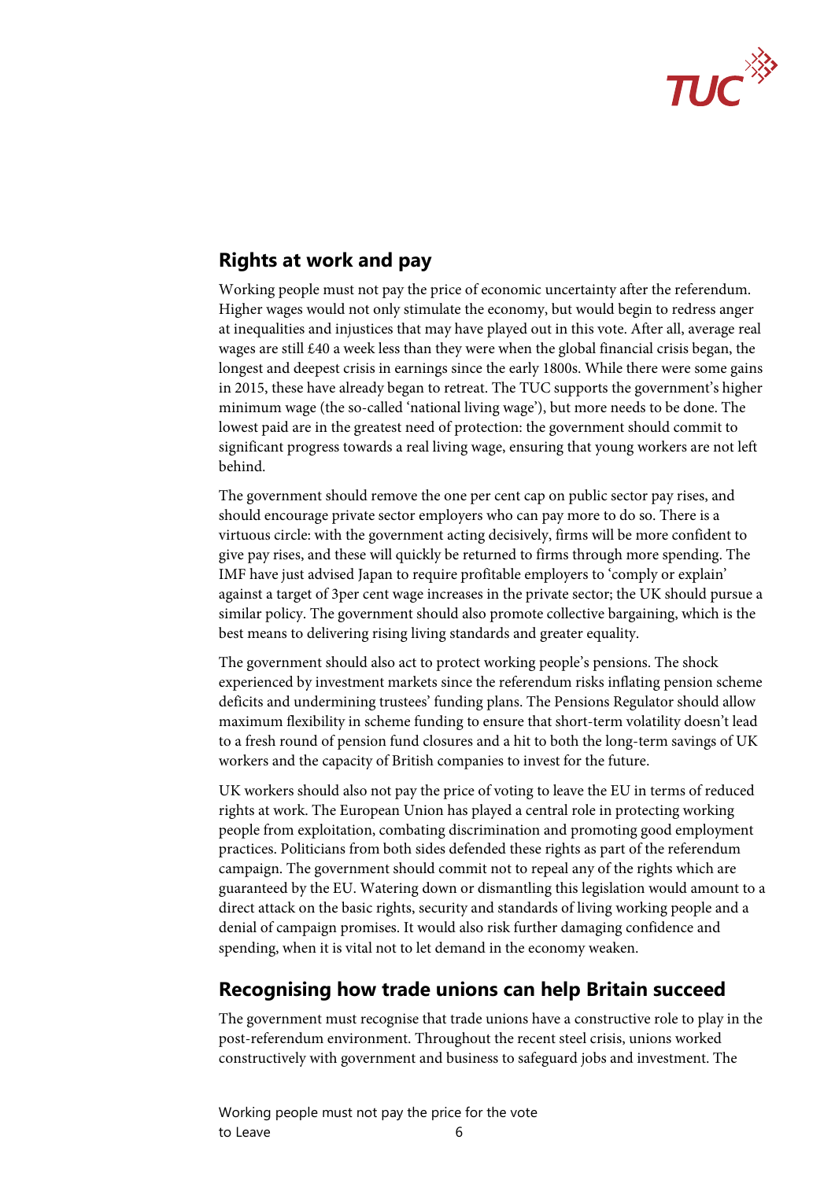## Rights at work and pay

Working people must not pay the price of economic uncertainty after the referendum. Higher wages would not only stimulate the economy, but would begin to redress anger at inequalities and injustices that may have played out in this vote. After all, average real wages are still £40 a week less than they were when the global financial crisis began, the longest and deepest crisis in earnings since the early 1800s. While there were some gains in 2015, these have already began to retreat. The TUC supports the government's higher minimum wage (the so-called 'national living wage'), but more needs to be done. The lowest paid are in the greatest need of protection: the government should commit to significant progress towards a real living wage, ensuring that young workers are not left behind.

The government should remove the one per cent cap on public sector pay rises, and should encourage private sector employers who can pay more to do so. There is a virtuous circle: with the government acting decisively, firms will be more confident to give pay rises, and these will quickly be returned to firms through more spending. The IMF have just advised Japan to require profitable employers to 'comply or explain' against a target of 3per cent wage increases in the private sector; the UK should pursue a similar policy. The government should also promote collective bargaining, which is the best means to delivering rising living standards and greater equality.

The government should also act to protect working people's pensions. The shock experienced by investment markets since the referendum risks inflating pension scheme deficits and undermining trustees' funding plans. The Pensions Regulator should allow maximum flexibility in scheme funding to ensure that short-term volatility doesn't lead to a fresh round of pension fund closures and a hit to both the long-term savings of UK workers and the capacity of British companies to invest for the future.

UK workers should also not pay the price of voting to leave the EU in terms of reduced rights at work. The European Union has played a central role in protecting working people from exploitation, combating discrimination and promoting good employment practices. Politicians from both sides defended these rights as part of the referendum campaign. The government should commit not to repeal any of the rights which are guaranteed by the EU. Watering down or dismantling this legislation would amount to a direct attack on the basic rights, security and standards of living working people and a denial of campaign promises. It would also risk further damaging confidence and spending, when it is vital not to let demand in the economy weaken.

## Recognising how trade unions can help Britain succeed

The government must recognise that trade unions have a constructive role to play in the post-referendum environment. Throughout the recent steel crisis, unions worked constructively with government and business to safeguard jobs and investment. The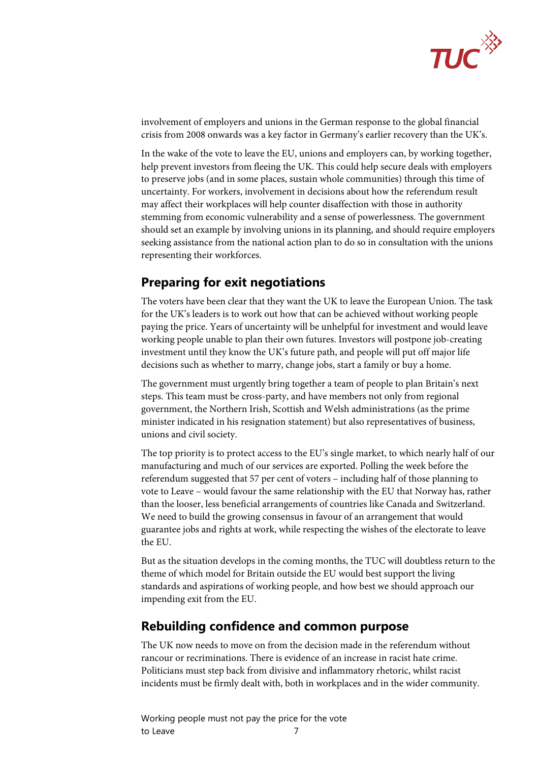involvement of employers and unions in the German response to the global financial crisis from 2008 onwards was a key factor in Germany's earlier recovery than the UK's.

In the wake of the vote to leave the EU, unions and employers can, by working together, help prevent investors from fleeing the UK. This could help secure deals with employers to preserve jobs (and in some places, sustain whole communities) through this time of uncertainty. For workers, involvement in decisions about how the referendum result may affect their workplaces will help counter disaffection with those in authority stemming from economic vulnerability and a sense of powerlessness. The government should set an example by involving unions in its planning, and should require employers seeking assistance from the national action plan to do so in consultation with the unions representing their workforces.

## Preparing for exit negotiations

The voters have been clear that they want the UK to leave the European Union. The task for the UK's leaders is to work out how that can be achieved without working people paying the price. Years of uncertainty will be unhelpful for investment and would leave working people unable to plan their own futures. Investors will postpone job-creating investment until they know the UK's future path, and people will put off major life decisions such as whether to marry, change jobs, start a family or buy a home.

The government must urgently bring together a team of people to plan Britain's next steps. This team must be cross-party, and have members not only from regional government, the Northern Irish, Scottish and Welsh administrations (as the prime minister indicated in his resignation statement) but also representatives of business, unions and civil society.

The top priority is to protect access to the EU's single market, to which nearly half of our manufacturing and much of our services are exported. Polling the week before the referendum suggested that 57 per cent of voters – including half of those planning to vote to Leave – would favour the same relationship with the EU that Norway has, rather than the looser, less beneficial arrangements of countries like Canada and Switzerland. We need to build the growing consensus in favour of an arrangement that would guarantee jobs and rights at work, while respecting the wishes of the electorate to leave the EU.

But as the situation develops in the coming months, the TUC will doubtless return to the theme of which model for Britain outside the EU would best support the living standards and aspirations of working people, and how best we should approach our impending exit from the EU.

## Rebuilding confidence and common purpose

The UK now needs to move on from the decision made in the referendum without rancour or recriminations. There is evidence of an increase in racist hate crime. Politicians must step back from divisive and inflammatory rhetoric, whilst racist incidents must be firmly dealt with, both in workplaces and in the wider community.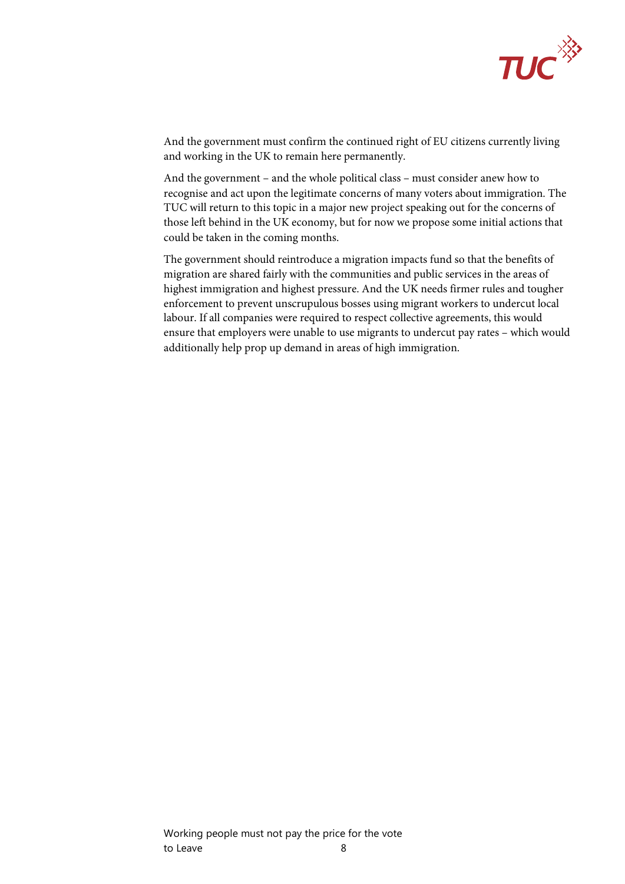And the government must confirm the continued right of EU citizens currently living and working in the UK to remain here permanently.

And the government – and the whole political class – must consider anew how to recognise and act upon the legitimate concerns of many voters about immigration. The TUC will return to this topic in a major new project speaking out for the concerns of those left behind in the UK economy, but for now we propose some initial actions that could be taken in the coming months.

The government should reintroduce a migration impacts fund so that the benefits of migration are shared fairly with the communities and public services in the areas of highest immigration and highest pressure. And the UK needs firmer rules and tougher enforcement to prevent unscrupulous bosses using migrant workers to undercut local labour. If all companies were required to respect collective agreements, this would ensure that employers were unable to use migrants to undercut pay rates – which would additionally help prop up demand in areas of high immigration.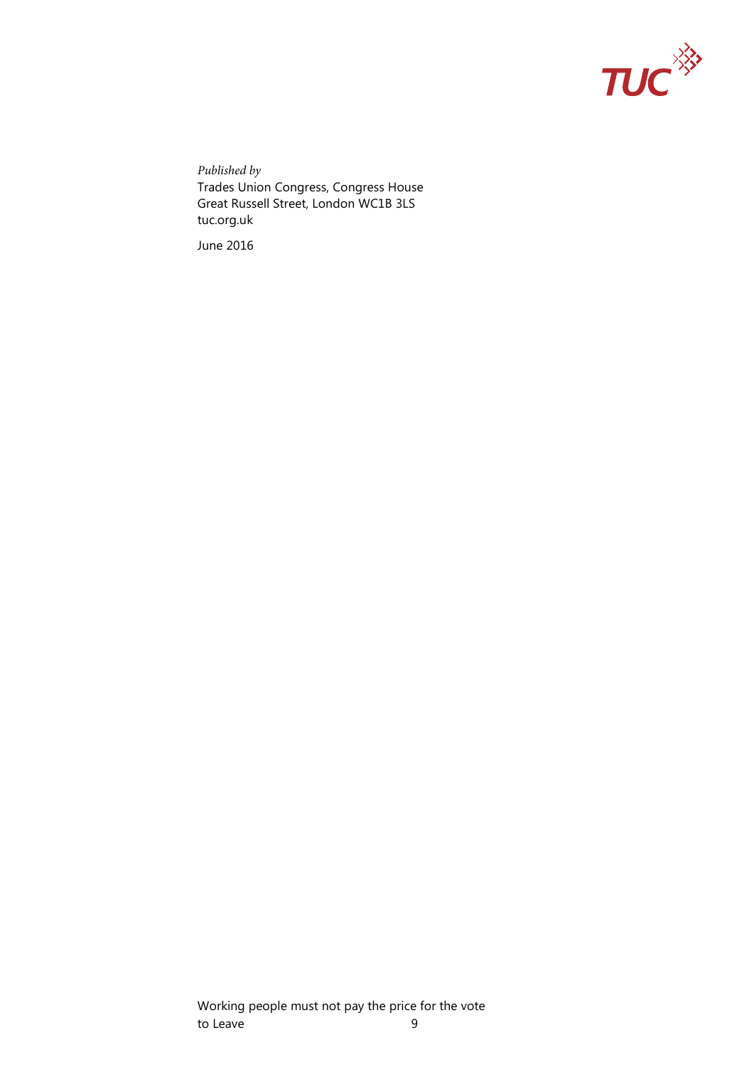*Published by*
Trades Union Congress, Congress House
Great Russell Street, London WC1B 3LS
tuc.org.uk

June 2016